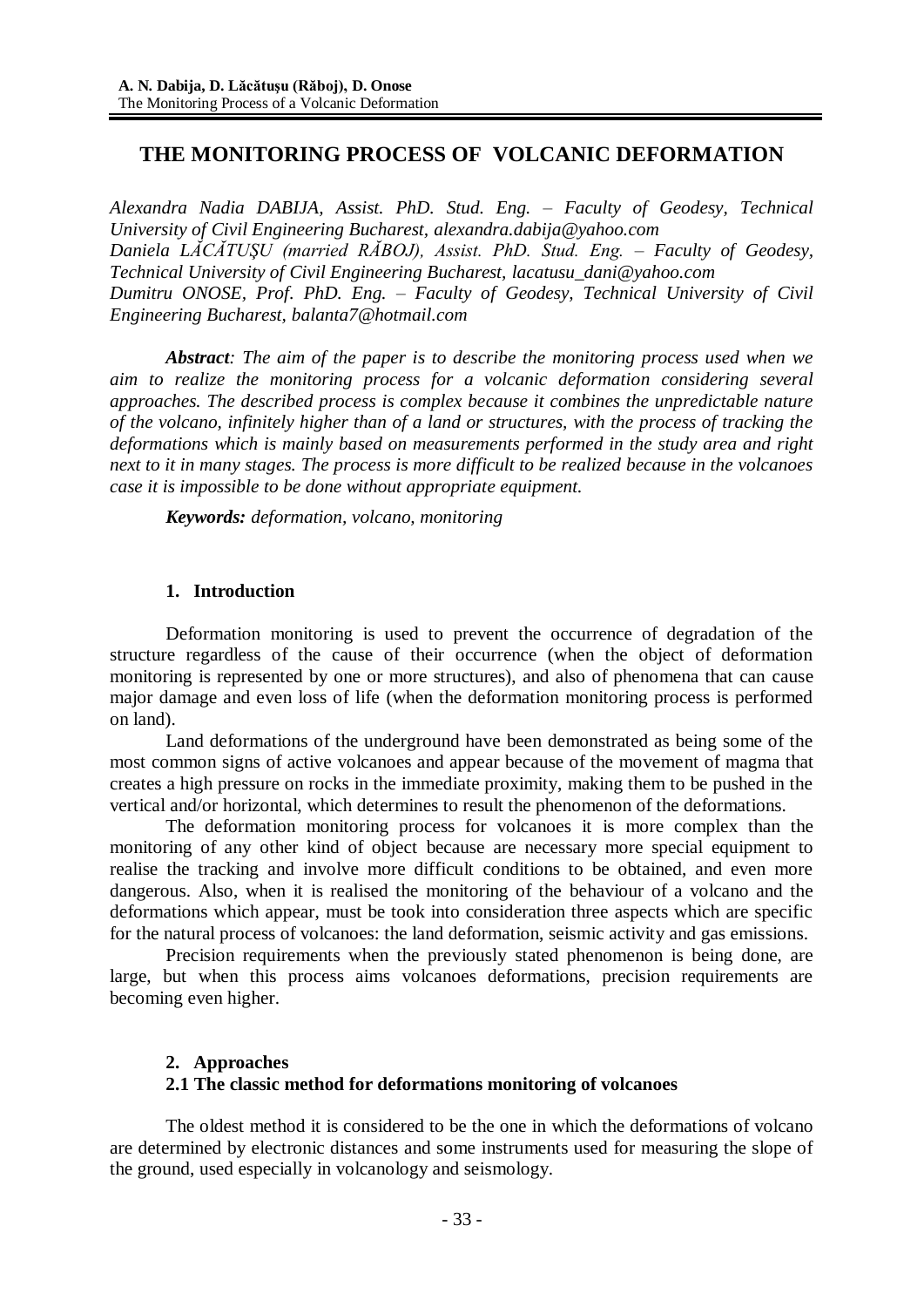# THE MONITORING PROCESS OF VOLCANIC DEFORMATION

*Alexandra Nadia DABIJA, Assist. PhD. Stud. Eng. – Faculty of Geodesy, Technical University of Civil Engineering Bucharest, alexandra.dabija@yahoo.com*
*Daniela LĂCĂTUȘU (married RĂBOJ), Assist. PhD. Stud. Eng. – Faculty of Geodesy, Technical University of Civil Engineering Bucharest, lacatusu_dani@yahoo.com*
*Dumitru ONOSE, Prof. PhD. Eng. – Faculty of Geodesy, Technical University of Civil Engineering Bucharest, balanta7@hotmail.com*

***Abstract**: The aim of the paper is to describe the monitoring process used when we aim to realize the monitoring process for a volcanic deformation considering several approaches. The described process is complex because it combines the unpredictable nature of the volcano, infinitely higher than of a land or structures, with the process of tracking the deformations which is mainly based on measurements performed in the study area and right next to it in many stages. The process is more difficult to be realized because in the volcanoes case it is impossible to be done without appropriate equipment.*

***Keywords:** deformation, volcano, monitoring*

## 1. Introduction

Deformation monitoring is used to prevent the occurrence of degradation of the structure regardless of the cause of their occurrence (when the object of deformation monitoring is represented by one or more structures), and also of phenomena that can cause major damage and even loss of life (when the deformation monitoring process is performed on land).

Land deformations of the underground have been demonstrated as being some of the most common signs of active volcanoes and appear because of the movement of magma that creates a high pressure on rocks in the immediate proximity, making them to be pushed in the vertical and/or horizontal, which determines to result the phenomenon of the deformations.

The deformation monitoring process for volcanoes it is more complex than the monitoring of any other kind of object because are necessary more special equipment to realise the tracking and involve more difficult conditions to be obtained, and even more dangerous. Also, when it is realised the monitoring of the behaviour of a volcano and the deformations which appear, must be took into consideration three aspects which are specific for the natural process of volcanoes: the land deformation, seismic activity and gas emissions.

Precision requirements when the previously stated phenomenon is being done, are large, but when this process aims volcanoes deformations, precision requirements are becoming even higher.

## 2. Approaches

### 2.1 The classic method for deformations monitoring of volcanoes

The oldest method it is considered to be the one in which the deformations of volcano are determined by electronic distances and some instruments used for measuring the slope of the ground, used especially in volcanology and seismology.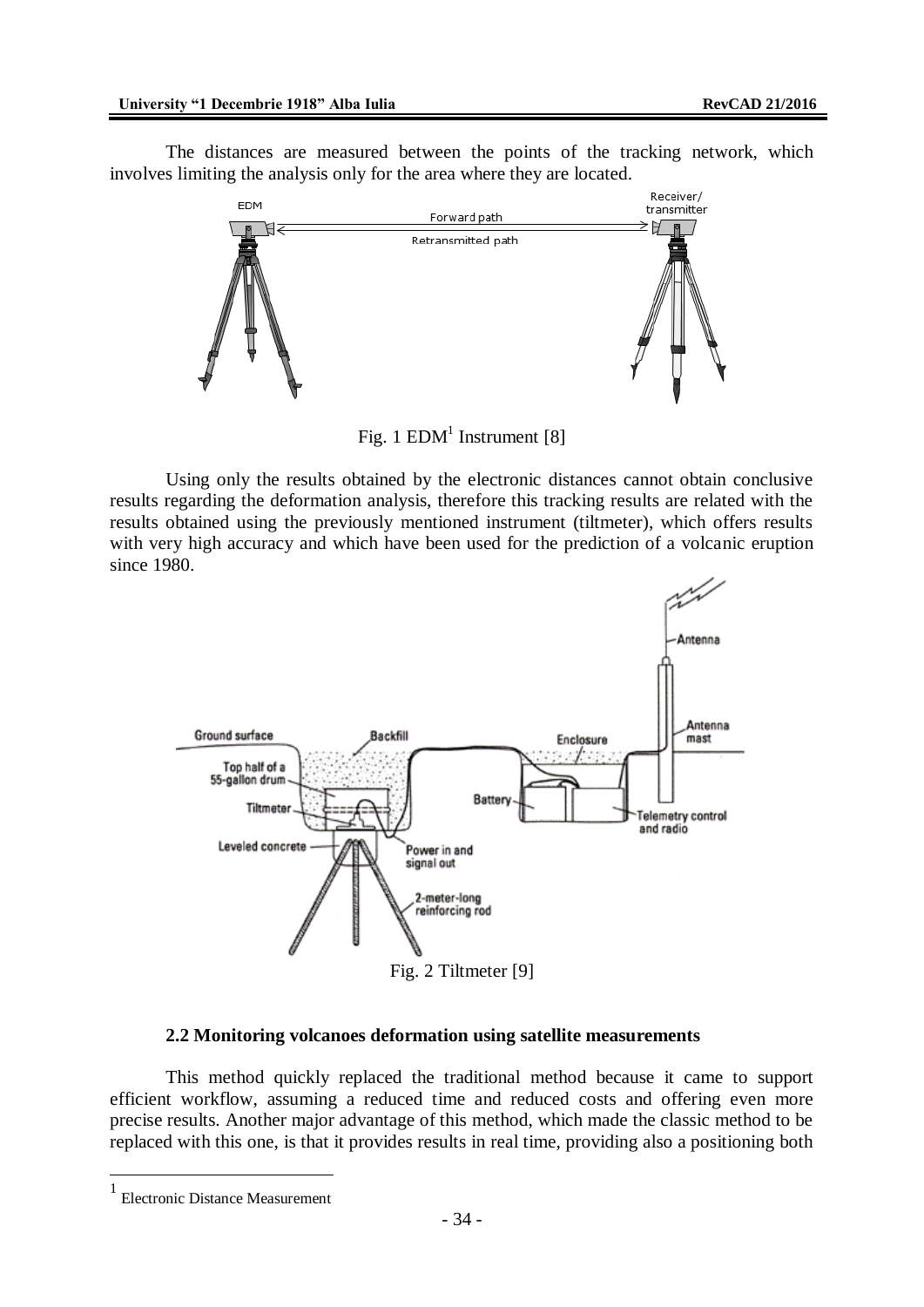The distances are measured between the points of the tracking network, which involves limiting the analysis only for the area where they are located.

Fig. 1 EDM[1] Instrument [8]

Using only the results obtained by the electronic distances cannot obtain conclusive results regarding the deformation analysis, therefore this tracking results are related with the results obtained using the previously mentioned instrument (tiltmeter), which offers results with very high accuracy and which have been used for the prediction of a volcanic eruption since 1980.

Fig. 2 Tiltmeter [9]

### 2.2 Monitoring volcanoes deformation using satellite measurements

This method quickly replaced the traditional method because it came to support efficient workflow, assuming a reduced time and reduced costs and offering even more precise results. Another major advantage of this method, which made the classic method to be replaced with this one, is that it provides results in real time, providing also a positioning both

[1] Electronic Distance Measurement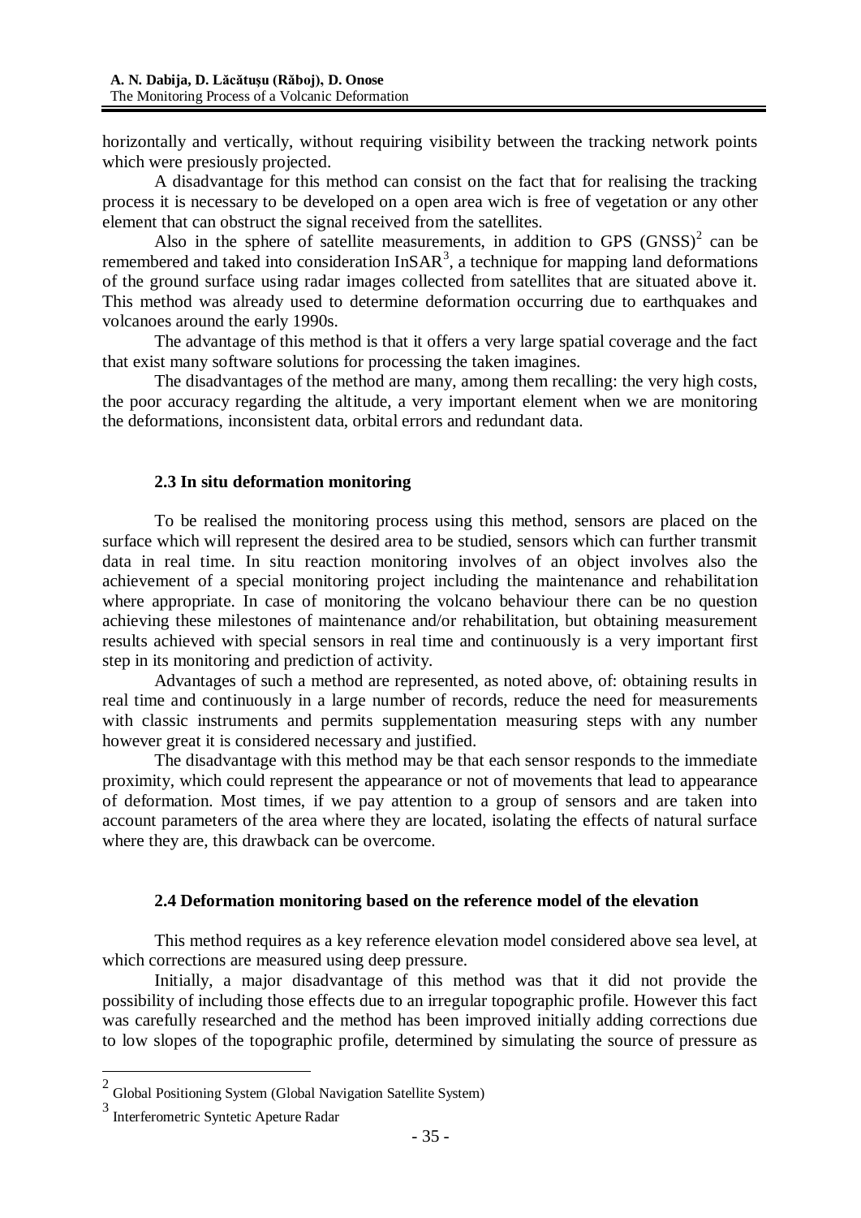horizontally and vertically, without requiring visibility between the tracking network points which were presiously projected.

A disadvantage for this method can consist on the fact that for realising the tracking process it is necessary to be developed on a open area wich is free of vegetation or any other element that can obstruct the signal received from the satellites.

Also in the sphere of satellite measurements, in addition to GPS (GNSS)[2] can be remembered and taked into consideration InSAR[3], a technique for mapping land deformations of the ground surface using radar images collected from satellites that are situated above it. This method was already used to determine deformation occurring due to earthquakes and volcanoes around the early 1990s.

The advantage of this method is that it offers a very large spatial coverage and the fact that exist many software solutions for processing the taken imagines.

The disadvantages of the method are many, among them recalling: the very high costs, the poor accuracy regarding the altitude, a very important element when we are monitoring the deformations, inconsistent data, orbital errors and redundant data.

### 2.3 In situ deformation monitoring

To be realised the monitoring process using this method, sensors are placed on the surface which will represent the desired area to be studied, sensors which can further transmit data in real time. In situ reaction monitoring involves of an object involves also the achievement of a special monitoring project including the maintenance and rehabilitation where appropriate. In case of monitoring the volcano behaviour there can be no question achieving these milestones of maintenance and/or rehabilitation, but obtaining measurement results achieved with special sensors in real time and continuously is a very important first step in its monitoring and prediction of activity.

Advantages of such a method are represented, as noted above, of: obtaining results in real time and continuously in a large number of records, reduce the need for measurements with classic instruments and permits supplementation measuring steps with any number however great it is considered necessary and justified.

The disadvantage with this method may be that each sensor responds to the immediate proximity, which could represent the appearance or not of movements that lead to appearance of deformation. Most times, if we pay attention to a group of sensors and are taken into account parameters of the area where they are located, isolating the effects of natural surface where they are, this drawback can be overcome.

### 2.4 Deformation monitoring based on the reference model of the elevation

This method requires as a key reference elevation model considered above sea level, at which corrections are measured using deep pressure.

Initially, a major disadvantage of this method was that it did not provide the possibility of including those effects due to an irregular topographic profile. However this fact was carefully researched and the method has been improved initially adding corrections due to low slopes of the topographic profile, determined by simulating the source of pressure as

---

[2] Global Positioning System (Global Navigation Satellite System)

[3] Interferometric Syntetic Apeture Radar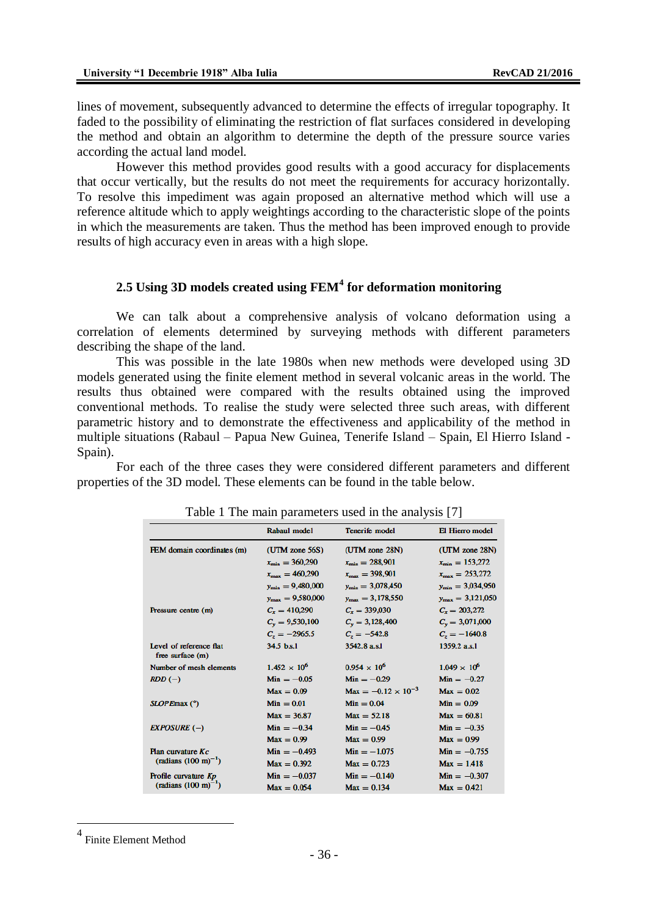lines of movement, subsequently advanced to determine the effects of irregular topography. It faded to the possibility of eliminating the restriction of flat surfaces considered in developing the method and obtain an algorithm to determine the depth of the pressure source varies according the actual land model.

However this method provides good results with a good accuracy for displacements that occur vertically, but the results do not meet the requirements for accuracy horizontally. To resolve this impediment was again proposed an alternative method which will use a reference altitude which to apply weightings according to the characteristic slope of the points in which the measurements are taken. Thus the method has been improved enough to provide results of high accuracy even in areas with a high slope.

## 2.5 Using 3D models created using FEM[4] for deformation monitoring

We can talk about a comprehensive analysis of volcano deformation using a correlation of elements determined by surveying methods with different parameters describing the shape of the land.

This was possible in the late 1980s when new methods were developed using 3D models generated using the finite element method in several volcanic areas in the world. The results thus obtained were compared with the results obtained using the improved conventional methods. To realise the study were selected three such areas, with different parametric history and to demonstrate the effectiveness and applicability of the method in multiple situations (Rabaul – Papua New Guinea, Tenerife Island – Spain, El Hierro Island - Spain).

For each of the three cases they were considered different parameters and different properties of the 3D model. These elements can be found in the table below.

Table 1 The main parameters used in the analysis [7]

| | Rabaul model | Tenerife model | El Hierro model |
|---|---|---|---|
| FEM domain coordinates (m) | (UTM zone 56S) | (UTM zone 28N) | (UTM zone 28N) |
| | $x_{min} = 360{,}290$ | $x_{min} = 288{,}901$ | $x_{min} = 153{,}272$ |
| | $x_{max} = 460{,}290$ | $x_{max} = 398{,}901$ | $x_{max} = 253{,}272$ |
| | $y_{min} = 9{,}480{,}000$ | $y_{min} = 3{,}078{,}450$ | $y_{min} = 3{,}034{,}950$ |
| | $y_{max} = 9{,}580{,}000$ | $y_{max} = 3{,}178{,}550$ | $y_{max} = 3{,}121{,}050$ |
| Pressure centre (m) | $C_x = 410{,}290$ | $C_x = 339{,}030$ | $C_x = 203{,}272$ |
| | $C_y = 9{,}530{,}100$ | $C_y = 3{,}128{,}400$ | $C_y = 3{,}071{,}000$ |
| | $C_z = -2965.5$ | $C_z = -542.8$ | $C_z = -1640.8$ |
| Level of reference flat free surface (m) | 34.5 b.s.l | 3542.8 a.s.l | 1359.2 a.s.l |
| Number of mesh elements | $1.452 \times 10^6$ | $0.954 \times 10^6$ | $1.049 \times 10^6$ |
| *RDD* (−) | Min = −0.05 | Min = −0.29 | Min = −0.27 |
| | Max = 0.09 | Max = $-0.12 \times 10^{-3}$ | Max = 0.02 |
| *SLOPEmax* (°) | Min = 0.01 | Min = 0.04 | Min = 0.09 |
| | Max = 36.87 | Max = 52.18 | Max = 60.81 |
| *EXPOSURE* (−) | Min = −0.34 | Min = −0.45 | Min = −0.35 |
| | Max = 0.99 | Max = 0.99 | Max = 0.99 |
| Plan curvature *Kc* (radians $(100\ m)^{-1}$) | Min = −0.493 | Min = −1.075 | Min = −0.755 |
| | Max = 0.392 | Max = 0.723 | Max = 1.418 |
| Profile curvature *Kp* (radians $(100\ m)^{-1}$) | Min = −0.037 | Min = −0.140 | Min = −0.307 |
| | Max = 0.054 | Max = 0.134 | Max = 0.421 |

---

[4] Finite Element Method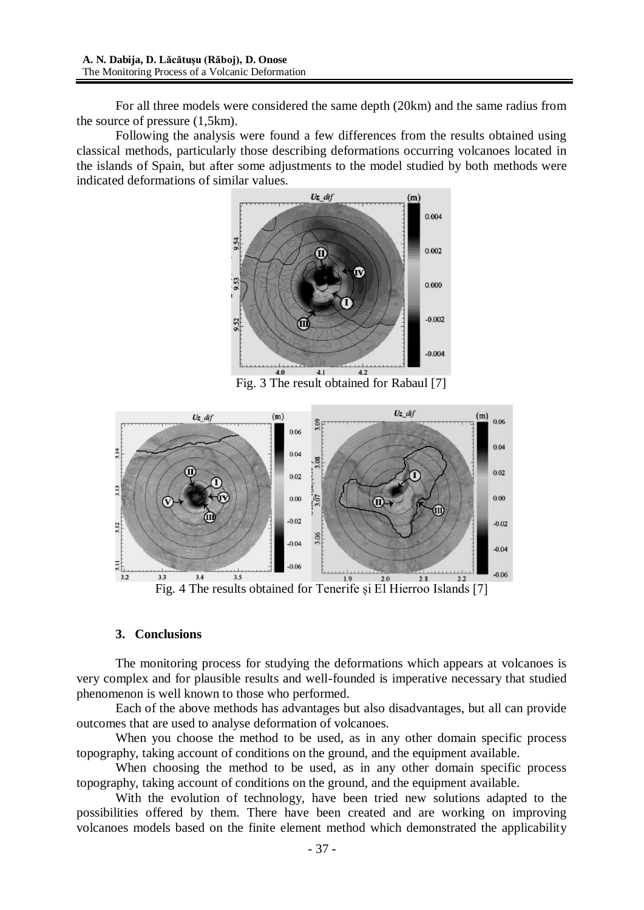For all three models were considered the same depth (20km) and the same radius from the source of pressure (1,5km).

Following the analysis were found a few differences from the results obtained using classical methods, particularly those describing deformations occurring volcanoes located in the islands of Spain, but after some adjustments to the model studied by both methods were indicated deformations of similar values.

Fig. 3 The result obtained for Rabaul [7]

Fig. 4 The results obtained for Tenerife și El Hierroo Islands [7]

### 3. Conclusions

The monitoring process for studying the deformations which appears at volcanoes is very complex and for plausible results and well-founded is imperative necessary that studied phenomenon is well known to those who performed.

Each of the above methods has advantages but also disadvantages, but all can provide outcomes that are used to analyse deformation of volcanoes.

When you choose the method to be used, as in any other domain specific process topography, taking account of conditions on the ground, and the equipment available.

When choosing the method to be used, as in any other domain specific process topography, taking account of conditions on the ground, and the equipment available.

With the evolution of technology, have been tried new solutions adapted to the possibilities offered by them. There have been created and are working on improving volcanoes models based on the finite element method which demonstrated the applicability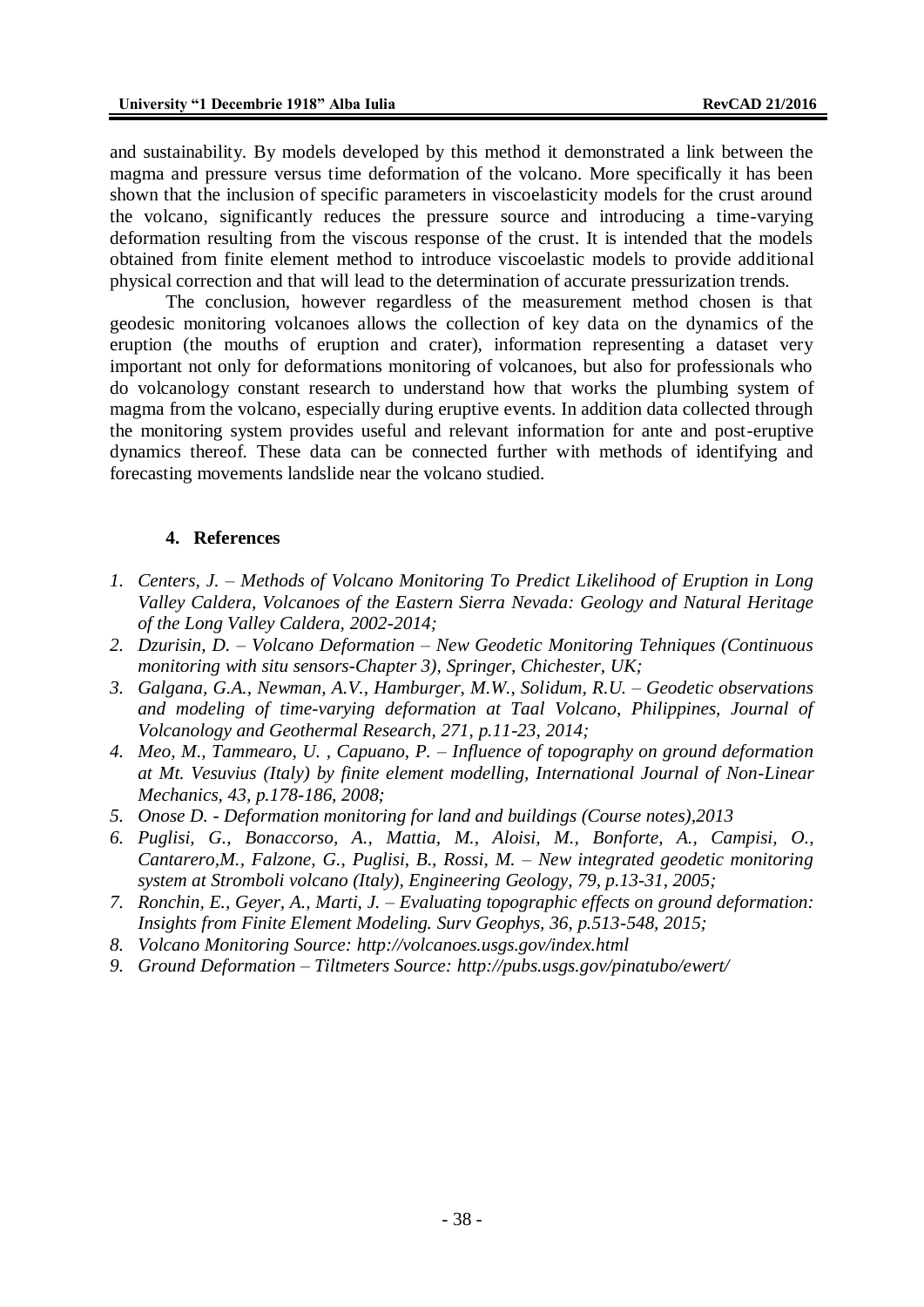and sustainability. By models developed by this method it demonstrated a link between the magma and pressure versus time deformation of the volcano. More specifically it has been shown that the inclusion of specific parameters in viscoelasticity models for the crust around the volcano, significantly reduces the pressure source and introducing a time-varying deformation resulting from the viscous response of the crust. It is intended that the models obtained from finite element method to introduce viscoelastic models to provide additional physical correction and that will lead to the determination of accurate pressurization trends.

The conclusion, however regardless of the measurement method chosen is that geodesic monitoring volcanoes allows the collection of key data on the dynamics of the eruption (the mouths of eruption and crater), information representing a dataset very important not only for deformations monitoring of volcanoes, but also for professionals who do volcanology constant research to understand how that works the plumbing system of magma from the volcano, especially during eruptive events. In addition data collected through the monitoring system provides useful and relevant information for ante and post-eruptive dynamics thereof. These data can be connected further with methods of identifying and forecasting movements landslide near the volcano studied.

## 4. References

1. *Centers, J. – Methods of Volcano Monitoring To Predict Likelihood of Eruption in Long Valley Caldera, Volcanoes of the Eastern Sierra Nevada: Geology and Natural Heritage of the Long Valley Caldera, 2002-2014;*
2. *Dzurisin, D. – Volcano Deformation – New Geodetic Monitoring Tehniques (Continuous monitoring with situ sensors-Chapter 3), Springer, Chichester, UK;*
3. *Galgana, G.A., Newman, A.V., Hamburger, M.W., Solidum, R.U. – Geodetic observations and modeling of time-varying deformation at Taal Volcano, Philippines, Journal of Volcanology and Geothermal Research, 271, p.11-23, 2014;*
4. *Meo, M., Tammearo, U. , Capuano, P. – Influence of topography on ground deformation at Mt. Vesuvius (Italy) by finite element modelling, International Journal of Non-Linear Mechanics, 43, p.178-186, 2008;*
5. *Onose D. - Deformation monitoring for land and buildings (Course notes),2013*
6. *Puglisi, G., Bonaccorso, A., Mattia, M., Aloisi, M., Bonforte, A., Campisi, O., Cantarero,M., Falzone, G., Puglisi, B., Rossi, M. – New integrated geodetic monitoring system at Stromboli volcano (Italy), Engineering Geology, 79, p.13-31, 2005;*
7. *Ronchin, E., Geyer, A., Marti, J. – Evaluating topographic effects on ground deformation: Insights from Finite Element Modeling. Surv Geophys, 36, p.513-548, 2015;*
8. *Volcano Monitoring Source: http://volcanoes.usgs.gov/index.html*
9. *Ground Deformation – Tiltmeters Source: http://pubs.usgs.gov/pinatubo/ewert/*